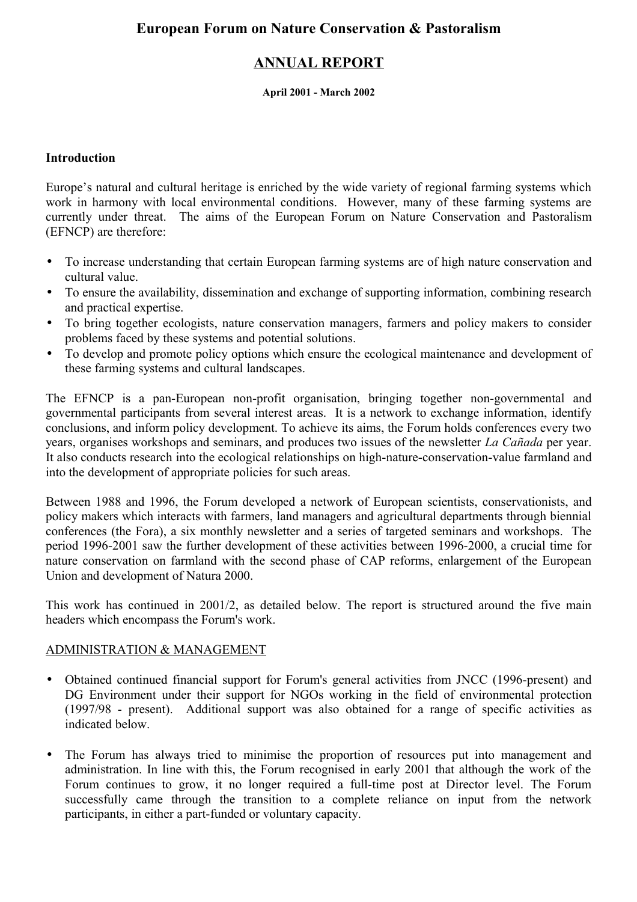# European Forum on Nature Conservation & Pastoralism

## ANNUAL REPORT

**April 2001 - March 2002**

### Introduction

Europe's natural and cultural heritage is enriched by the wide variety of regional farming systems which work in harmony with local environmental conditions. However, many of these farming systems are currently under threat. The aims of the European Forum on Nature Conservation and Pastoralism (EFNCP) are therefore:

- To increase understanding that certain European farming systems are of high nature conservation and cultural value.
- To ensure the availability, dissemination and exchange of supporting information, combining research and practical expertise.
- To bring together ecologists, nature conservation managers, farmers and policy makers to consider problems faced by these systems and potential solutions.
- To develop and promote policy options which ensure the ecological maintenance and development of these farming systems and cultural landscapes.

The EFNCP is a pan-European non-profit organisation, bringing together non-governmental and governmental participants from several interest areas. It is a network to exchange information, identify conclusions, and inform policy development. To achieve its aims, the Forum holds conferences every two years, organises workshops and seminars, and produces two issues of the newsletter *La Cañada* per year. It also conducts research into the ecological relationships on high-nature-conservation-value farmland and into the development of appropriate policies for such areas.

Between 1988 and 1996, the Forum developed a network of European scientists, conservationists, and policy makers which interacts with farmers, land managers and agricultural departments through biennial conferences (the Fora), a six monthly newsletter and a series of targeted seminars and workshops. The period 1996-2001 saw the further development of these activities between 1996-2000, a crucial time for nature conservation on farmland with the second phase of CAP reforms, enlargement of the European Union and development of Natura 2000.

This work has continued in 2001/2, as detailed below. The report is structured around the five main headers which encompass the Forum's work.

### ADMINISTRATION & MANAGEMENT

- Obtained continued financial support for Forum's general activities from JNCC (1996-present) and DG Environment under their support for NGOs working in the field of environmental protection (1997/98 - present). Additional support was also obtained for a range of specific activities as indicated below.

- The Forum has always tried to minimise the proportion of resources put into management and administration. In line with this, the Forum recognised in early 2001 that although the work of the Forum continues to grow, it no longer required a full-time post at Director level. The Forum successfully came through the transition to a complete reliance on input from the network participants, in either a part-funded or voluntary capacity.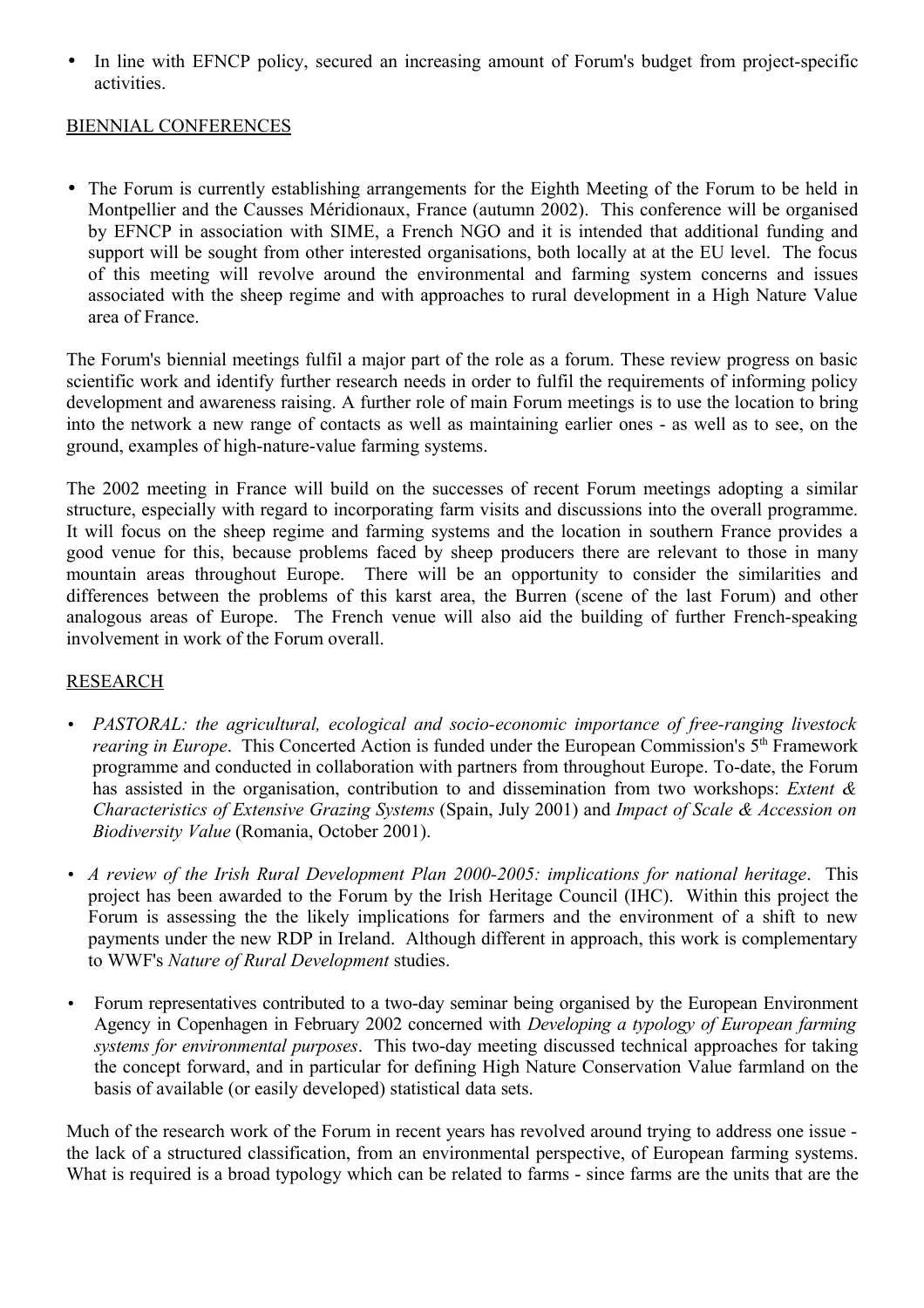- In line with EFNCP policy, secured an increasing amount of Forum's budget from project-specific activities.

## BIENNIAL CONFERENCES

- The Forum is currently establishing arrangements for the Eighth Meeting of the Forum to be held in Montpellier and the Causses Méridionaux, France (autumn 2002). This conference will be organised by EFNCP in association with SIME, a French NGO and it is intended that additional funding and support will be sought from other interested organisations, both locally at at the EU level. The focus of this meeting will revolve around the environmental and farming system concerns and issues associated with the sheep regime and with approaches to rural development in a High Nature Value area of France.

The Forum's biennial meetings fulfil a major part of the role as a forum. These review progress on basic scientific work and identify further research needs in order to fulfil the requirements of informing policy development and awareness raising. A further role of main Forum meetings is to use the location to bring into the network a new range of contacts as well as maintaining earlier ones - as well as to see, on the ground, examples of high-nature-value farming systems.

The 2002 meeting in France will build on the successes of recent Forum meetings adopting a similar structure, especially with regard to incorporating farm visits and discussions into the overall programme. It will focus on the sheep regime and farming systems and the location in southern France provides a good venue for this, because problems faced by sheep producers there are relevant to those in many mountain areas throughout Europe. There will be an opportunity to consider the similarities and differences between the problems of this karst area, the Burren (scene of the last Forum) and other analogous areas of Europe. The French venue will also aid the building of further French-speaking involvement in work of the Forum overall.

## RESEARCH

- *PASTORAL: the agricultural, ecological and socio-economic importance of free-ranging livestock rearing in Europe*. This Concerted Action is funded under the European Commission's 5th Framework programme and conducted in collaboration with partners from throughout Europe. To-date, the Forum has assisted in the organisation, contribution to and dissemination from two workshops: *Extent & Characteristics of Extensive Grazing Systems* (Spain, July 2001) and *Impact of Scale & Accession on Biodiversity Value* (Romania, October 2001).
- *A review of the Irish Rural Development Plan 2000-2005: implications for national heritage*. This project has been awarded to the Forum by the Irish Heritage Council (IHC). Within this project the Forum is assessing the the likely implications for farmers and the environment of a shift to new payments under the new RDP in Ireland. Although different in approach, this work is complementary to WWF's *Nature of Rural Development* studies.
- Forum representatives contributed to a two-day seminar being organised by the European Environment Agency in Copenhagen in February 2002 concerned with *Developing a typology of European farming systems for environmental purposes*. This two-day meeting discussed technical approaches for taking the concept forward, and in particular for defining High Nature Conservation Value farmland on the basis of available (or easily developed) statistical data sets.

Much of the research work of the Forum in recent years has revolved around trying to address one issue - the lack of a structured classification, from an environmental perspective, of European farming systems. What is required is a broad typology which can be related to farms - since farms are the units that are the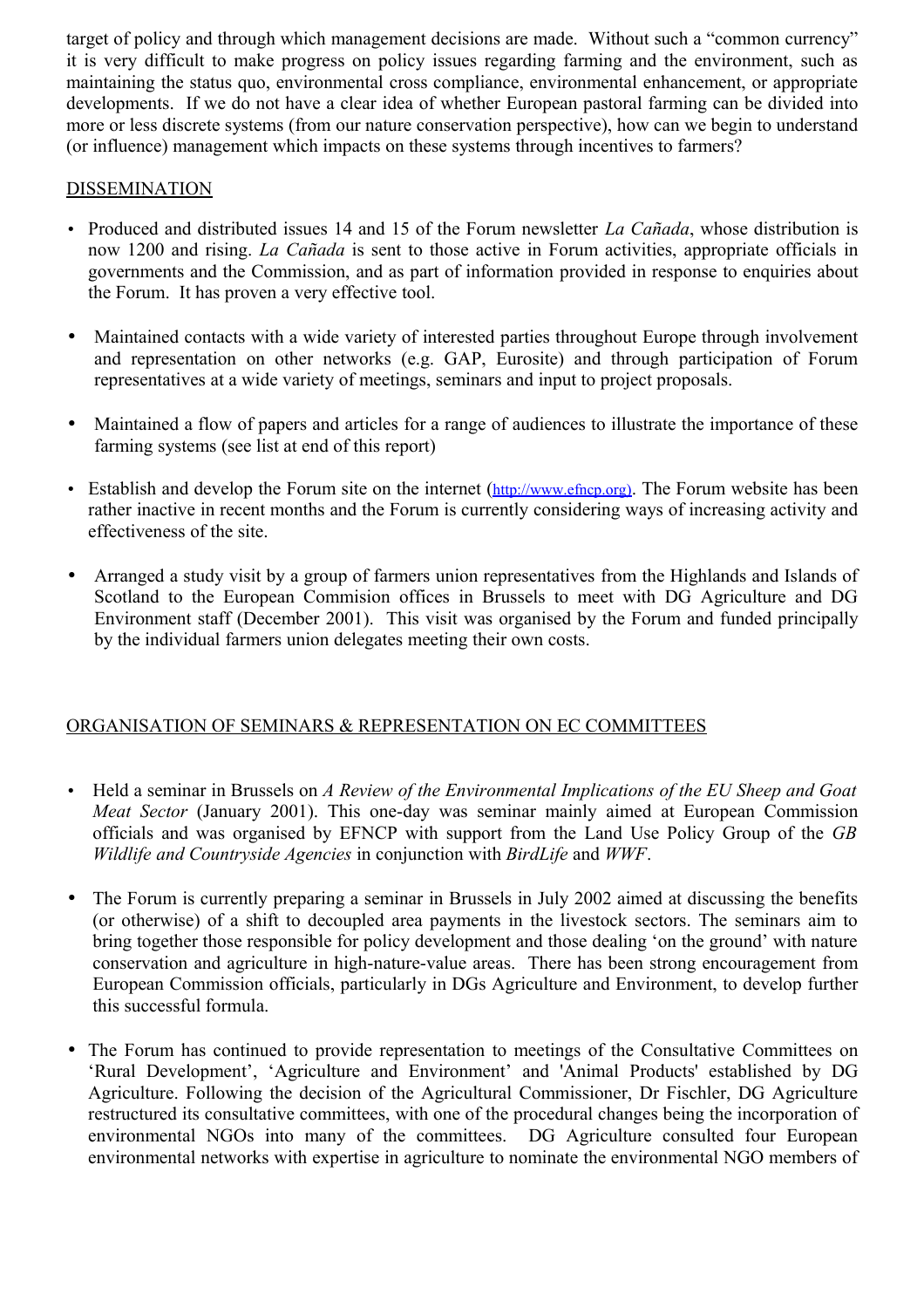target of policy and through which management decisions are made. Without such a "common currency" it is very difficult to make progress on policy issues regarding farming and the environment, such as maintaining the status quo, environmental cross compliance, environmental enhancement, or appropriate developments. If we do not have a clear idea of whether European pastoral farming can be divided into more or less discrete systems (from our nature conservation perspective), how can we begin to understand (or influence) management which impacts on these systems through incentives to farmers?

## DISSEMINATION

- Produced and distributed issues 14 and 15 of the Forum newsletter *La Cañada*, whose distribution is now 1200 and rising. *La Cañada* is sent to those active in Forum activities, appropriate officials in governments and the Commission, and as part of information provided in response to enquiries about the Forum. It has proven a very effective tool.
- Maintained contacts with a wide variety of interested parties throughout Europe through involvement and representation on other networks (e.g. GAP, Eurosite) and through participation of Forum representatives at a wide variety of meetings, seminars and input to project proposals.
- Maintained a flow of papers and articles for a range of audiences to illustrate the importance of these farming systems (see list at end of this report)
- Establish and develop the Forum site on the internet (http://www.efncp.org). The Forum website has been rather inactive in recent months and the Forum is currently considering ways of increasing activity and effectiveness of the site.
- Arranged a study visit by a group of farmers union representatives from the Highlands and Islands of Scotland to the European Commision offices in Brussels to meet with DG Agriculture and DG Environment staff (December 2001). This visit was organised by the Forum and funded principally by the individual farmers union delegates meeting their own costs.

## ORGANISATION OF SEMINARS & REPRESENTATION ON EC COMMITTEES

- Held a seminar in Brussels on *A Review of the Environmental Implications of the EU Sheep and Goat Meat Sector* (January 2001). This one-day was seminar mainly aimed at European Commission officials and was organised by EFNCP with support from the Land Use Policy Group of the *GB Wildlife and Countryside Agencies* in conjunction with *BirdLife* and *WWF*.
- The Forum is currently preparing a seminar in Brussels in July 2002 aimed at discussing the benefits (or otherwise) of a shift to decoupled area payments in the livestock sectors. The seminars aim to bring together those responsible for policy development and those dealing 'on the ground' with nature conservation and agriculture in high-nature-value areas. There has been strong encouragement from European Commission officials, particularly in DGs Agriculture and Environment, to develop further this successful formula.
- The Forum has continued to provide representation to meetings of the Consultative Committees on 'Rural Development', 'Agriculture and Environment' and 'Animal Products' established by DG Agriculture. Following the decision of the Agricultural Commissioner, Dr Fischler, DG Agriculture restructured its consultative committees, with one of the procedural changes being the incorporation of environmental NGOs into many of the committees. DG Agriculture consulted four European environmental networks with expertise in agriculture to nominate the environmental NGO members of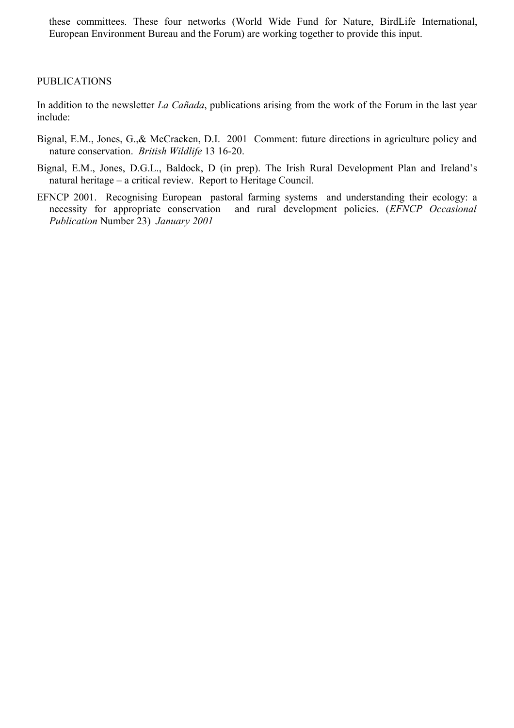these committees. These four networks (World Wide Fund for Nature, BirdLife International, European Environment Bureau and the Forum) are working together to provide this input.

## PUBLICATIONS

In addition to the newsletter *La Cañada*, publications arising from the work of the Forum in the last year include:

Bignal, E.M., Jones, G.,& McCracken, D.I. 2001 Comment: future directions in agriculture policy and nature conservation. *British Wildlife* 13 16-20.

Bignal, E.M., Jones, D.G.L., Baldock, D (in prep). The Irish Rural Development Plan and Ireland's natural heritage – a critical review. Report to Heritage Council.

EFNCP 2001. Recognising European pastoral farming systems and understanding their ecology: a necessity for appropriate conservation and rural development policies. (*EFNCP Occasional Publication* Number 23) *January 2001*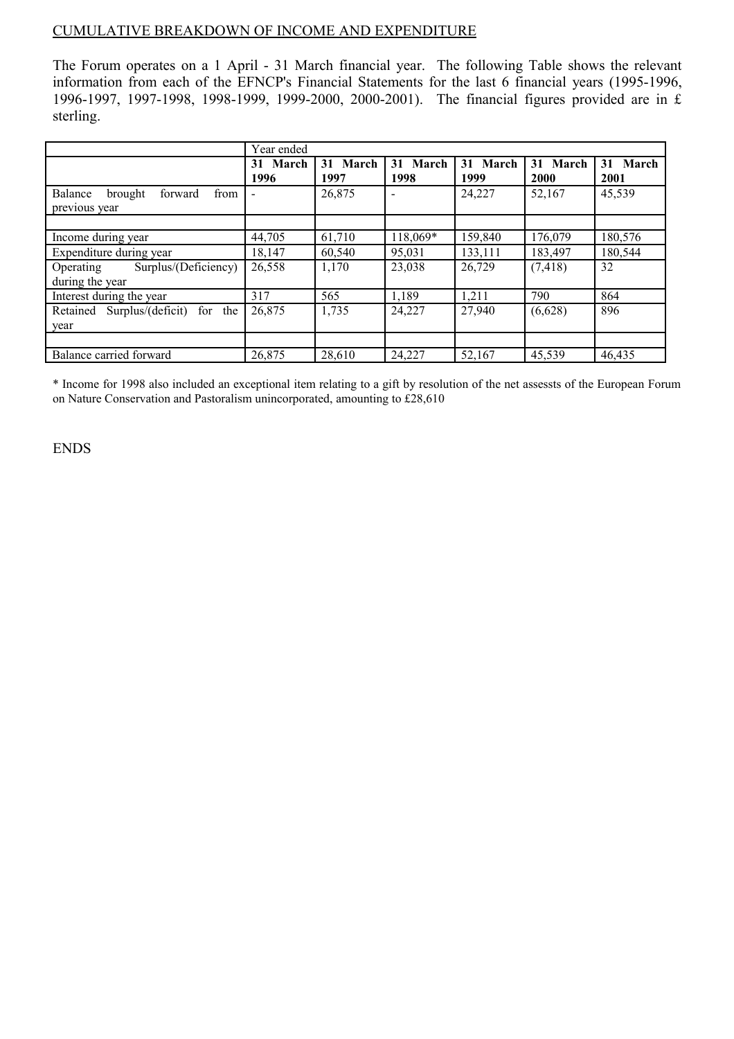CUMULATIVE BREAKDOWN OF INCOME AND EXPENDITURE

The Forum operates on a 1 April - 31 March financial year. The following Table shows the relevant information from each of the EFNCP's Financial Statements for the last 6 financial years (1995-1996, 1996-1997, 1997-1998, 1998-1999, 1999-2000, 2000-2001). The financial figures provided are in £ sterling.

| | Year ended | | | | | |
|---|---|---|---|---|---|---|
| | **31 March 1996** | **31 March 1997** | **31 March 1998** | **31 March 1999** | **31 March 2000** | **31 March 2001** |
| Balance brought forward from previous year | - | 26,875 | - | 24,227 | 52,167 | 45,539 |
| | | | | | | |
| Income during year | 44,705 | 61,710 | 118,069* | 159,840 | 176,079 | 180,576 |
| Expenditure during year | 18,147 | 60,540 | 95,031 | 133,111 | 183,497 | 180,544 |
| Operating Surplus/(Deficiency) during the year | 26,558 | 1,170 | 23,038 | 26,729 | (7,418) | 32 |
| Interest during the year | 317 | 565 | 1,189 | 1,211 | 790 | 864 |
| Retained Surplus/(deficit) for the year | 26,875 | 1,735 | 24,227 | 27,940 | (6,628) | 896 |
| | | | | | | |
| Balance carried forward | 26,875 | 28,610 | 24,227 | 52,167 | 45,539 | 46,435 |

* Income for 1998 also included an exceptional item relating to a gift by resolution of the net assessts of the European Forum on Nature Conservation and Pastoralism unincorporated, amounting to £28,610

ENDS